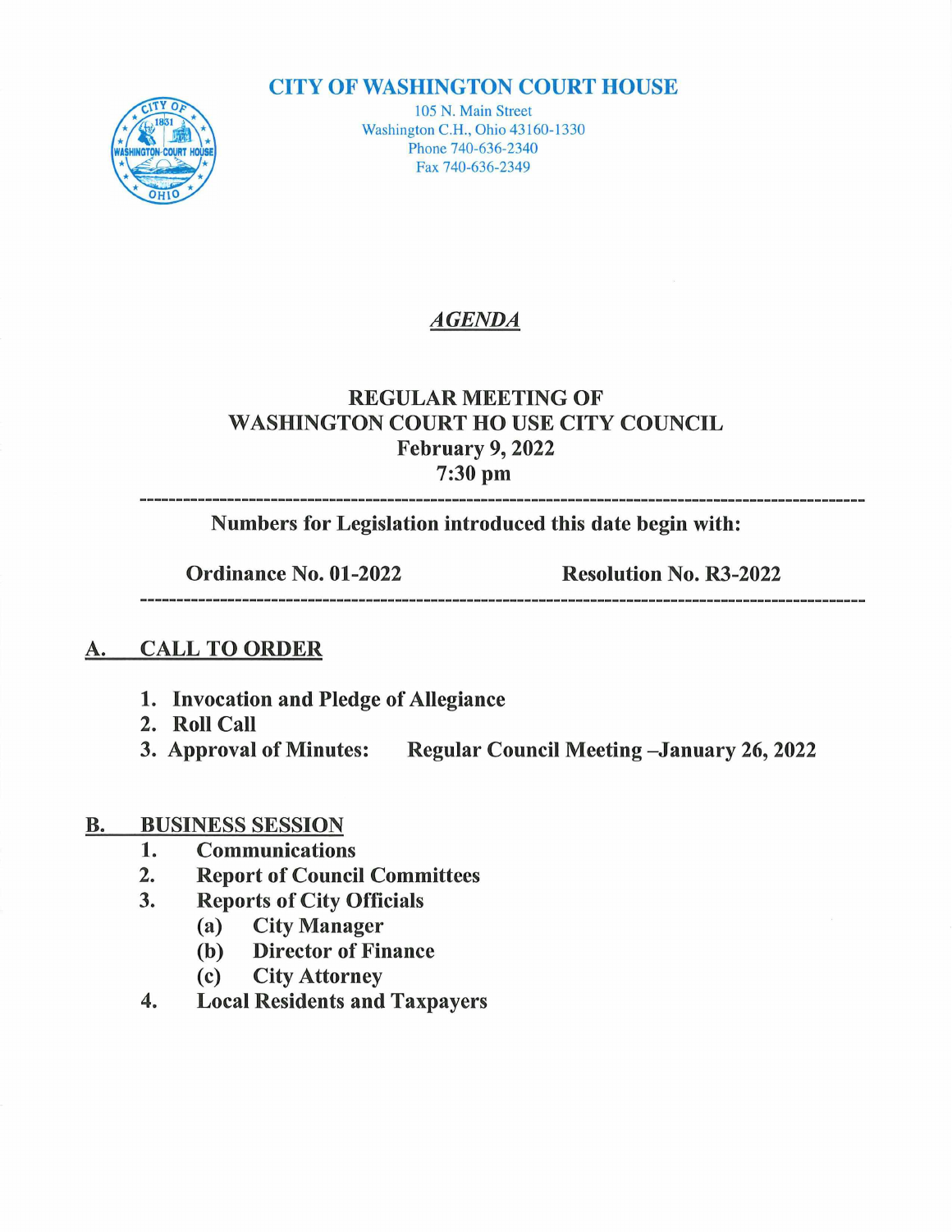# CITY OF WASHINGTON COURT HOUSE

105 N. Main Street
Washington C.H., Ohio 43160-1330
Phone 740-636-2340
Fax 740-636-2349

## *AGENDA*

**REGULAR MEETING OF**
**WASHINGTON COURT HO USE CITY COUNCIL**
**February 9, 2022**
**7:30 pm**

---

**Numbers for Legislation introduced this date begin with:**

**Ordinance No. 01-2022** **Resolution No. R3-2022**

---

## A. CALL TO ORDER

1. **Invocation and Pledge of Allegiance**
2. **Roll Call**
3. **Approval of Minutes: Regular Council Meeting –January 26, 2022**

## B. BUSINESS SESSION

1. **Communications**
2. **Report of Council Committees**
3. **Reports of City Officials**
   - (a) **City Manager**
   - (b) **Director of Finance**
   - (c) **City Attorney**
4. **Local Residents and Taxpayers**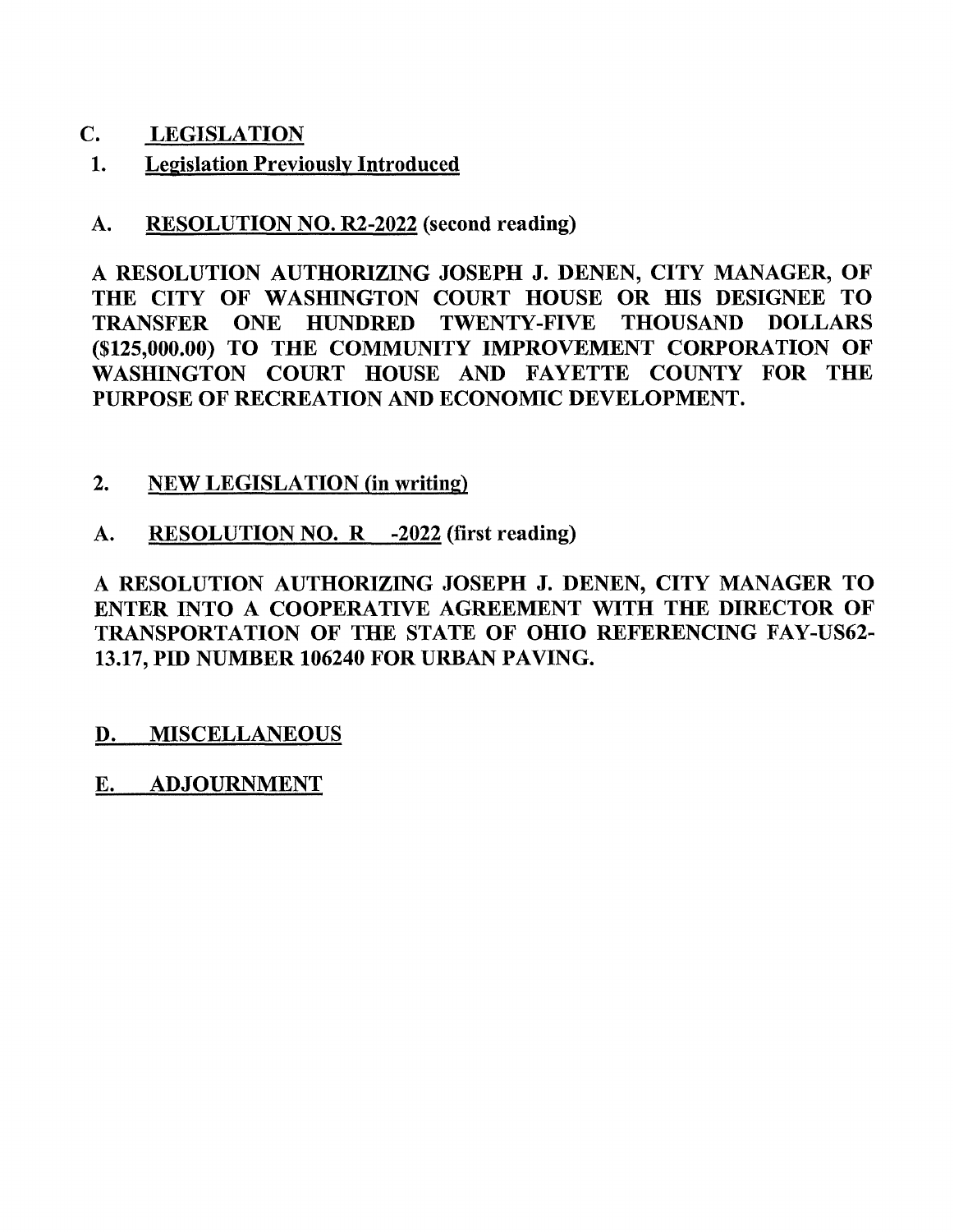## C. LEGISLATION

### 1. Legislation Previously Introduced

### A. RESOLUTION NO. R2-2022 (second reading)

**A RESOLUTION AUTHORIZING JOSEPH J. DENEN, CITY MANAGER, OF THE CITY OF WASHINGTON COURT HOUSE OR HIS DESIGNEE TO TRANSFER ONE HUNDRED TWENTY-FIVE THOUSAND DOLLARS ($125,000.00) TO THE COMMUNITY IMPROVEMENT CORPORATION OF WASHINGTON COURT HOUSE AND FAYETTE COUNTY FOR THE PURPOSE OF RECREATION AND ECONOMIC DEVELOPMENT.**

### 2. NEW LEGISLATION (in writing)

### A. RESOLUTION NO. R -2022 (first reading)

**A RESOLUTION AUTHORIZING JOSEPH J. DENEN, CITY MANAGER TO ENTER INTO A COOPERATIVE AGREEMENT WITH THE DIRECTOR OF TRANSPORTATION OF THE STATE OF OHIO REFERENCING FAY-US62-13.17, PID NUMBER 106240 FOR URBAN PAVING.**

## D. MISCELLANEOUS

## E. ADJOURNMENT